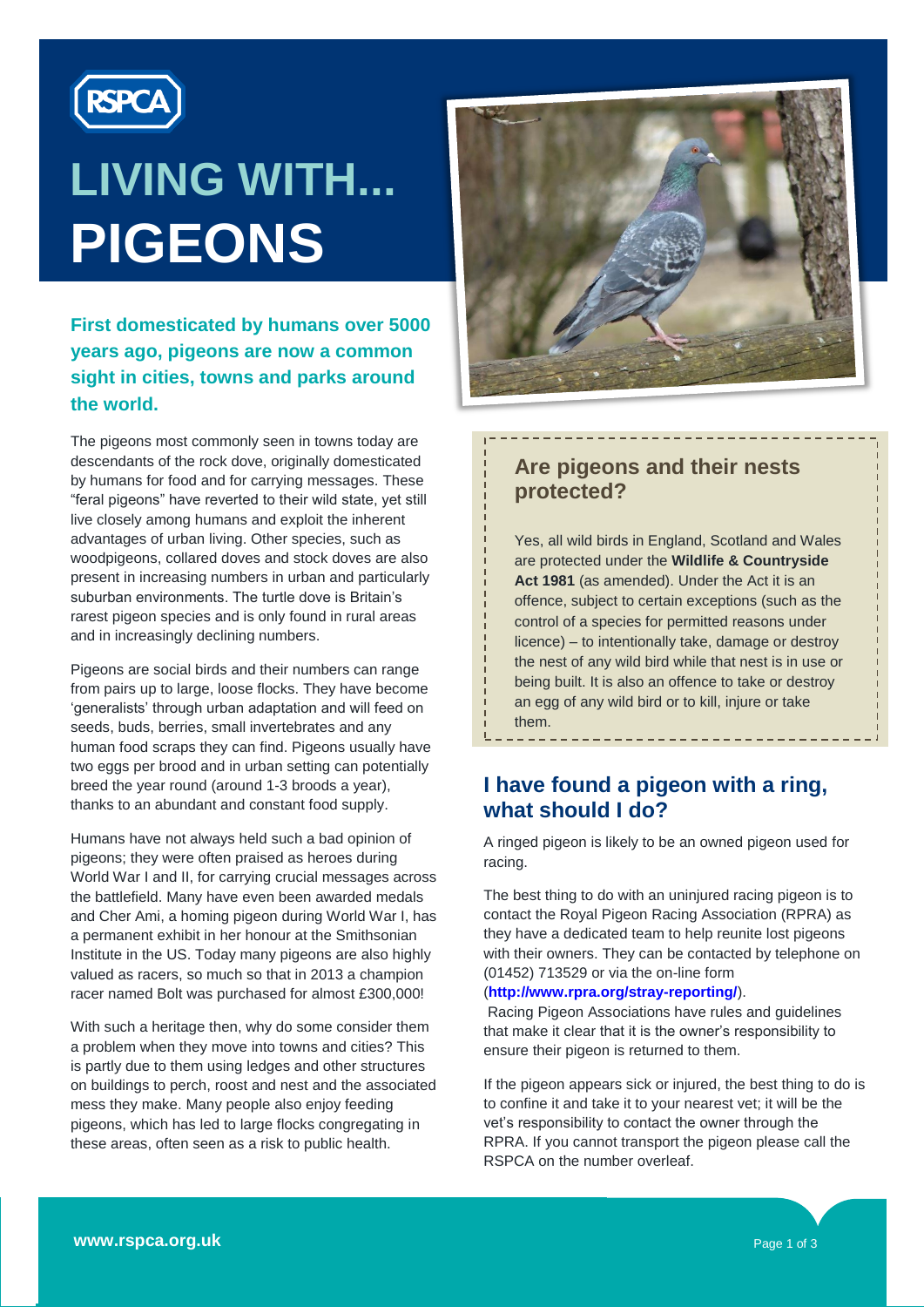RSPCA

# LIVING WITH... PIGEONS

**First domesticated by humans over 5000 years ago, pigeons are now a common sight in cities, towns and parks around the world.**

The pigeons most commonly seen in towns today are descendants of the rock dove, originally domesticated by humans for food and for carrying messages. These "feral pigeons" have reverted to their wild state, yet still live closely among humans and exploit the inherent advantages of urban living. Other species, such as woodpigeons, collared doves and stock doves are also present in increasing numbers in urban and particularly suburban environments. The turtle dove is Britain's rarest pigeon species and is only found in rural areas and in increasingly declining numbers.

Pigeons are social birds and their numbers can range from pairs up to large, loose flocks. They have become 'generalists' through urban adaptation and will feed on seeds, buds, berries, small invertebrates and any human food scraps they can find. Pigeons usually have two eggs per brood and in urban setting can potentially breed the year round (around 1-3 broods a year), thanks to an abundant and constant food supply.

Humans have not always held such a bad opinion of pigeons; they were often praised as heroes during World War I and II, for carrying crucial messages across the battlefield. Many have even been awarded medals and Cher Ami, a homing pigeon during World War I, has a permanent exhibit in her honour at the Smithsonian Institute in the US. Today many pigeons are also highly valued as racers, so much so that in 2013 a champion racer named Bolt was purchased for almost £300,000!

With such a heritage then, why do some consider them a problem when they move into towns and cities? This is partly due to them using ledges and other structures on buildings to perch, roost and nest and the associated mess they make. Many people also enjoy feeding pigeons, which has led to large flocks congregating in these areas, often seen as a risk to public health.

## Are pigeons and their nests protected?

Yes, all wild birds in England, Scotland and Wales are protected under the **Wildlife & Countryside Act 1981** (as amended). Under the Act it is an offence, subject to certain exceptions (such as the control of a species for permitted reasons under licence) – to intentionally take, damage or destroy the nest of any wild bird while that nest is in use or being built. It is also an offence to take or destroy an egg of any wild bird or to kill, injure or take them.

## I have found a pigeon with a ring, what should I do?

A ringed pigeon is likely to be an owned pigeon used for racing.

The best thing to do with an uninjured racing pigeon is to contact the Royal Pigeon Racing Association (RPRA) as they have a dedicated team to help reunite lost pigeons with their owners. They can be contacted by telephone on (01452) 713529 or via the on-line form (**http://www.rpra.org/stray-reporting/**).

Racing Pigeon Associations have rules and guidelines that make it clear that it is the owner's responsibility to ensure their pigeon is returned to them.

If the pigeon appears sick or injured, the best thing to do is to confine it and take it to your nearest vet; it will be the vet's responsibility to contact the owner through the RPRA. If you cannot transport the pigeon please call the RSPCA on the number overleaf.

**www.rspca.org.uk**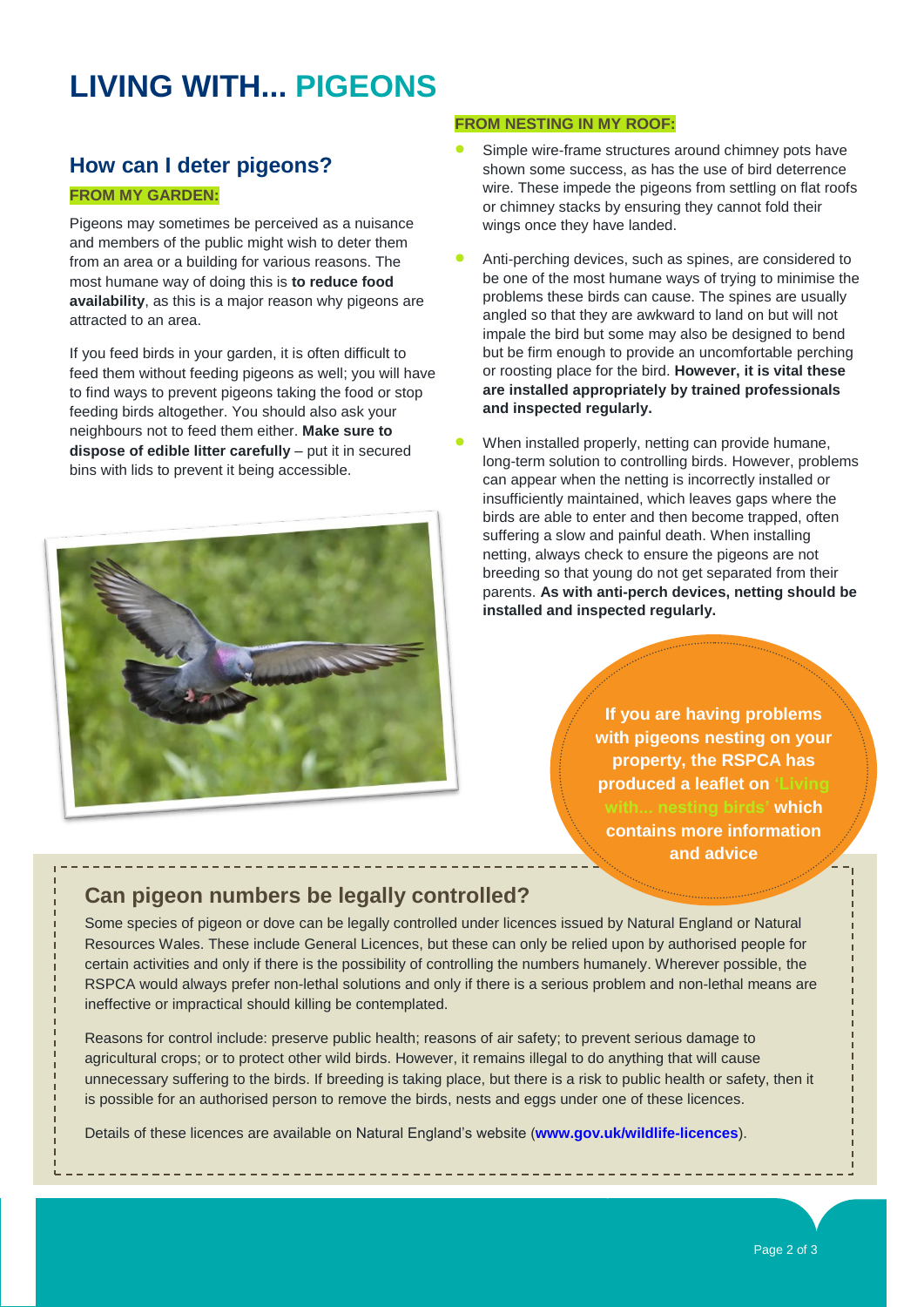# LIVING WITH... PIGEONS

## How can I deter pigeons?

### FROM MY GARDEN:

Pigeons may sometimes be perceived as a nuisance and members of the public might wish to deter them from an area or a building for various reasons. The most humane way of doing this is **to reduce food availability**, as this is a major reason why pigeons are attracted to an area.

If you feed birds in your garden, it is often difficult to feed them without feeding pigeons as well; you will have to find ways to prevent pigeons taking the food or stop feeding birds altogether. You should also ask your neighbours not to feed them either. **Make sure to dispose of edible litter carefully** – put it in secured bins with lids to prevent it being accessible.

### FROM NESTING IN MY ROOF:

- Simple wire-frame structures around chimney pots have shown some success, as has the use of bird deterrence wire. These impede the pigeons from settling on flat roofs or chimney stacks by ensuring they cannot fold their wings once they have landed.
- Anti-perching devices, such as spines, are considered to be one of the most humane ways of trying to minimise the problems these birds can cause. The spines are usually angled so that they are awkward to land on but will not impale the bird but some may also be designed to bend but be firm enough to provide an uncomfortable perching or roosting place for the bird. **However, it is vital these are installed appropriately by trained professionals and inspected regularly.**
- When installed properly, netting can provide humane, long-term solution to controlling birds. However, problems can appear when the netting is incorrectly installed or insufficiently maintained, which leaves gaps where the birds are able to enter and then become trapped, often suffering a slow and painful death. When installing netting, always check to ensure the pigeons are not breeding so that young do not get separated from their parents. **As with anti-perch devices, netting should be installed and inspected regularly.**

**If you are having problems with pigeons nesting on your property, the RSPCA has produced a leaflet on 'Living with... nesting birds' which contains more information and advice**

## Can pigeon numbers be legally controlled?

Some species of pigeon or dove can be legally controlled under licences issued by Natural England or Natural Resources Wales. These include General Licences, but these can only be relied upon by authorised people for certain activities and only if there is the possibility of controlling the numbers humanely. Wherever possible, the RSPCA would always prefer non-lethal solutions and only if there is a serious problem and non-lethal means are ineffective or impractical should killing be contemplated.

Reasons for control include: preserve public health; reasons of air safety; to prevent serious damage to agricultural crops; or to protect other wild birds. However, it remains illegal to do anything that will cause unnecessary suffering to the birds. If breeding is taking place, but there is a risk to public health or safety, then it is possible for an authorised person to remove the birds, nests and eggs under one of these licences.

Details of these licences are available on Natural England's website (**www.gov.uk/wildlife-licences**).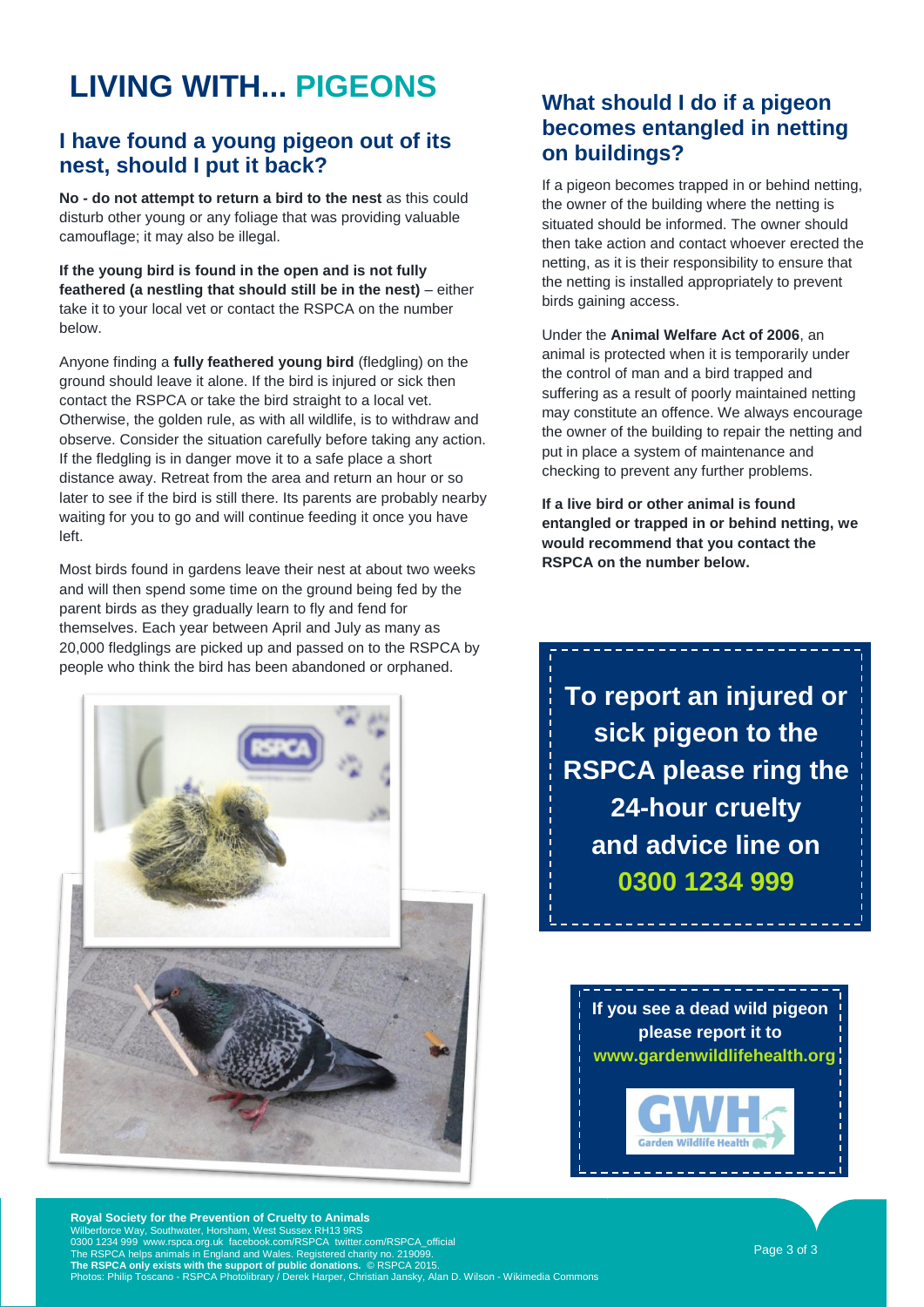# LIVING WITH... PIGEONS

## I have found a young pigeon out of its nest, should I put it back?

**No - do not attempt to return a bird to the nest** as this could disturb other young or any foliage that was providing valuable camouflage; it may also be illegal.

**If the young bird is found in the open and is not fully feathered (a nestling that should still be in the nest)** – either take it to your local vet or contact the RSPCA on the number below.

Anyone finding a **fully feathered young bird** (fledgling) on the ground should leave it alone. If the bird is injured or sick then contact the RSPCA or take the bird straight to a local vet. Otherwise, the golden rule, as with all wildlife, is to withdraw and observe. Consider the situation carefully before taking any action. If the fledgling is in danger move it to a safe place a short distance away. Retreat from the area and return an hour or so later to see if the bird is still there. Its parents are probably nearby waiting for you to go and will continue feeding it once you have left.

Most birds found in gardens leave their nest at about two weeks and will then spend some time on the ground being fed by the parent birds as they gradually learn to fly and fend for themselves. Each year between April and July as many as 20,000 fledglings are picked up and passed on to the RSPCA by people who think the bird has been abandoned or orphaned.

## What should I do if a pigeon becomes entangled in netting on buildings?

If a pigeon becomes trapped in or behind netting, the owner of the building where the netting is situated should be informed. The owner should then take action and contact whoever erected the netting, as it is their responsibility to ensure that the netting is installed appropriately to prevent birds gaining access.

Under the **Animal Welfare Act of 2006**, an animal is protected when it is temporarily under the control of man and a bird trapped and suffering as a result of poorly maintained netting may constitute an offence. We always encourage the owner of the building to repair the netting and put in place a system of maintenance and checking to prevent any further problems.

**If a live bird or other animal is found entangled or trapped in or behind netting, we would recommend that you contact the RSPCA on the number below.**

**To report an injured or sick pigeon to the RSPCA please ring the 24-hour cruelty and advice line on 0300 1234 999**

**If you see a dead wild pigeon please report it to www.gardenwildlifehealth.org**

GWH Garden Wildlife Health

**Royal Society for the Prevention of Cruelty to Animals**
Wilberforce Way, Southwater, Horsham, West Sussex RH13 9RS
0300 1234 999 www.rspca.org.uk facebook.com/RSPCA twitter.com/RSPCA_official
The RSPCA helps animals in England and Wales. Registered charity no. 219099.
**The RSPCA only exists with the support of public donations.** © RSPCA 2015.
Photos: Philip Toscano - RSPCA Photolibrary / Derek Harper, Christian Jansky, Alan D. Wilson - Wikimedia Commons